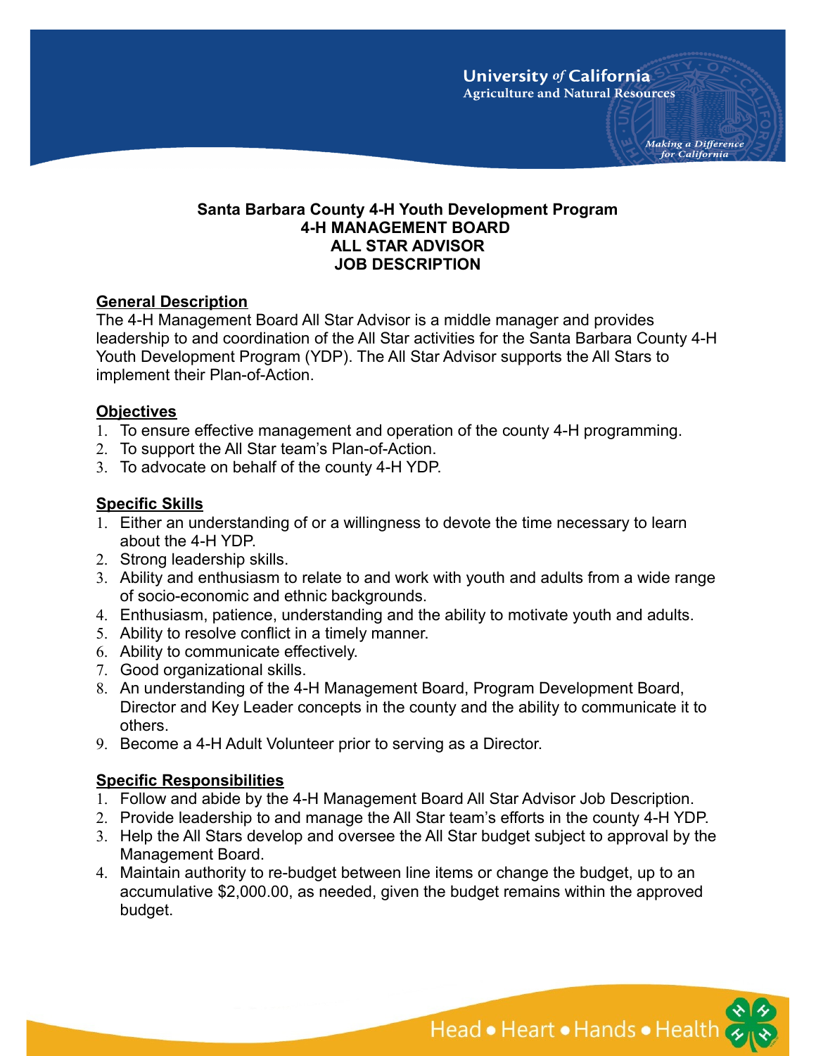**Santa Barbara County 4-H Youth Development Program**
**4-H MANAGEMENT BOARD**
**ALL STAR ADVISOR**
**JOB DESCRIPTION**

## General Description

The 4-H Management Board All Star Advisor is a middle manager and provides leadership to and coordination of the All Star activities for the Santa Barbara County 4-H Youth Development Program (YDP). The All Star Advisor supports the All Stars to implement their Plan-of-Action.

## Objectives

1. To ensure effective management and operation of the county 4-H programming.
2. To support the All Star team's Plan-of-Action.
3. To advocate on behalf of the county 4-H YDP.

## Specific Skills

1. Either an understanding of or a willingness to devote the time necessary to learn about the 4-H YDP.
2. Strong leadership skills.
3. Ability and enthusiasm to relate to and work with youth and adults from a wide range of socio-economic and ethnic backgrounds.
4. Enthusiasm, patience, understanding and the ability to motivate youth and adults.
5. Ability to resolve conflict in a timely manner.
6. Ability to communicate effectively.
7. Good organizational skills.
8. An understanding of the 4-H Management Board, Program Development Board, Director and Key Leader concepts in the county and the ability to communicate it to others.
9. Become a 4-H Adult Volunteer prior to serving as a Director.

## Specific Responsibilities

1. Follow and abide by the 4-H Management Board All Star Advisor Job Description.
2. Provide leadership to and manage the All Star team's efforts in the county 4-H YDP.
3. Help the All Stars develop and oversee the All Star budget subject to approval by the Management Board.
4. Maintain authority to re-budget between line items or change the budget, up to an accumulative $2,000.00, as needed, given the budget remains within the approved budget.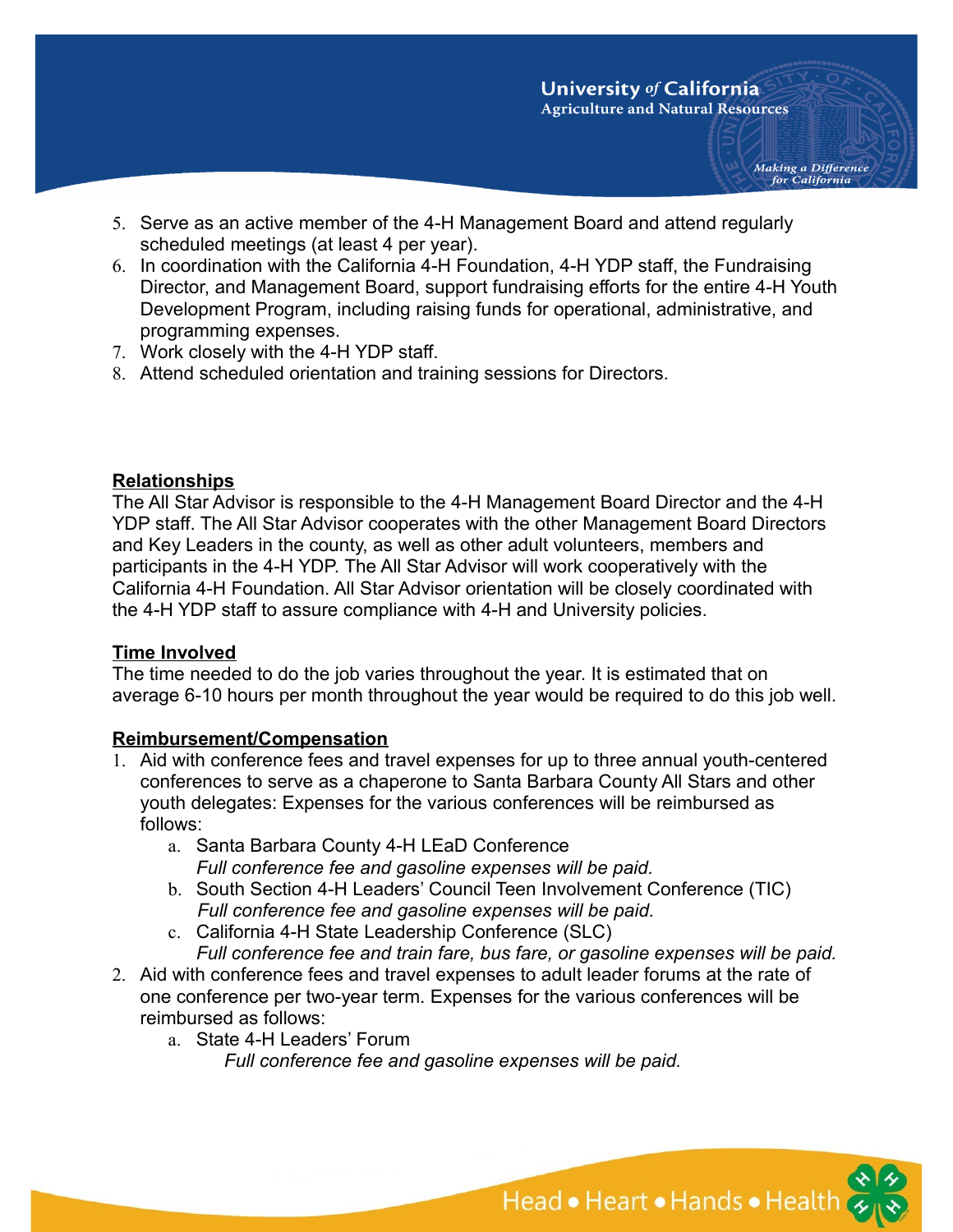5. Serve as an active member of the 4-H Management Board and attend regularly scheduled meetings (at least 4 per year).
6. In coordination with the California 4-H Foundation, 4-H YDP staff, the Fundraising Director, and Management Board, support fundraising efforts for the entire 4-H Youth Development Program, including raising funds for operational, administrative, and programming expenses.
7. Work closely with the 4-H YDP staff.
8. Attend scheduled orientation and training sessions for Directors.

**Relationships**

The All Star Advisor is responsible to the 4-H Management Board Director and the 4-H YDP staff. The All Star Advisor cooperates with the other Management Board Directors and Key Leaders in the county, as well as other adult volunteers, members and participants in the 4-H YDP. The All Star Advisor will work cooperatively with the California 4-H Foundation. All Star Advisor orientation will be closely coordinated with the 4-H YDP staff to assure compliance with 4-H and University policies.

**Time Involved**

The time needed to do the job varies throughout the year. It is estimated that on average 6-10 hours per month throughout the year would be required to do this job well.

**Reimbursement/Compensation**

1. Aid with conference fees and travel expenses for up to three annual youth-centered conferences to serve as a chaperone to Santa Barbara County All Stars and other youth delegates: Expenses for the various conferences will be reimbursed as follows:
    a. Santa Barbara County 4-H LEaD Conference
       *Full conference fee and gasoline expenses will be paid.*
    b. South Section 4-H Leaders' Council Teen Involvement Conference (TIC)
       *Full conference fee and gasoline expenses will be paid.*
    c. California 4-H State Leadership Conference (SLC)
       *Full conference fee and train fare, bus fare, or gasoline expenses will be paid.*
2. Aid with conference fees and travel expenses to adult leader forums at the rate of one conference per two-year term. Expenses for the various conferences will be reimbursed as follows:
    a. State 4-H Leaders' Forum
       *Full conference fee and gasoline expenses will be paid.*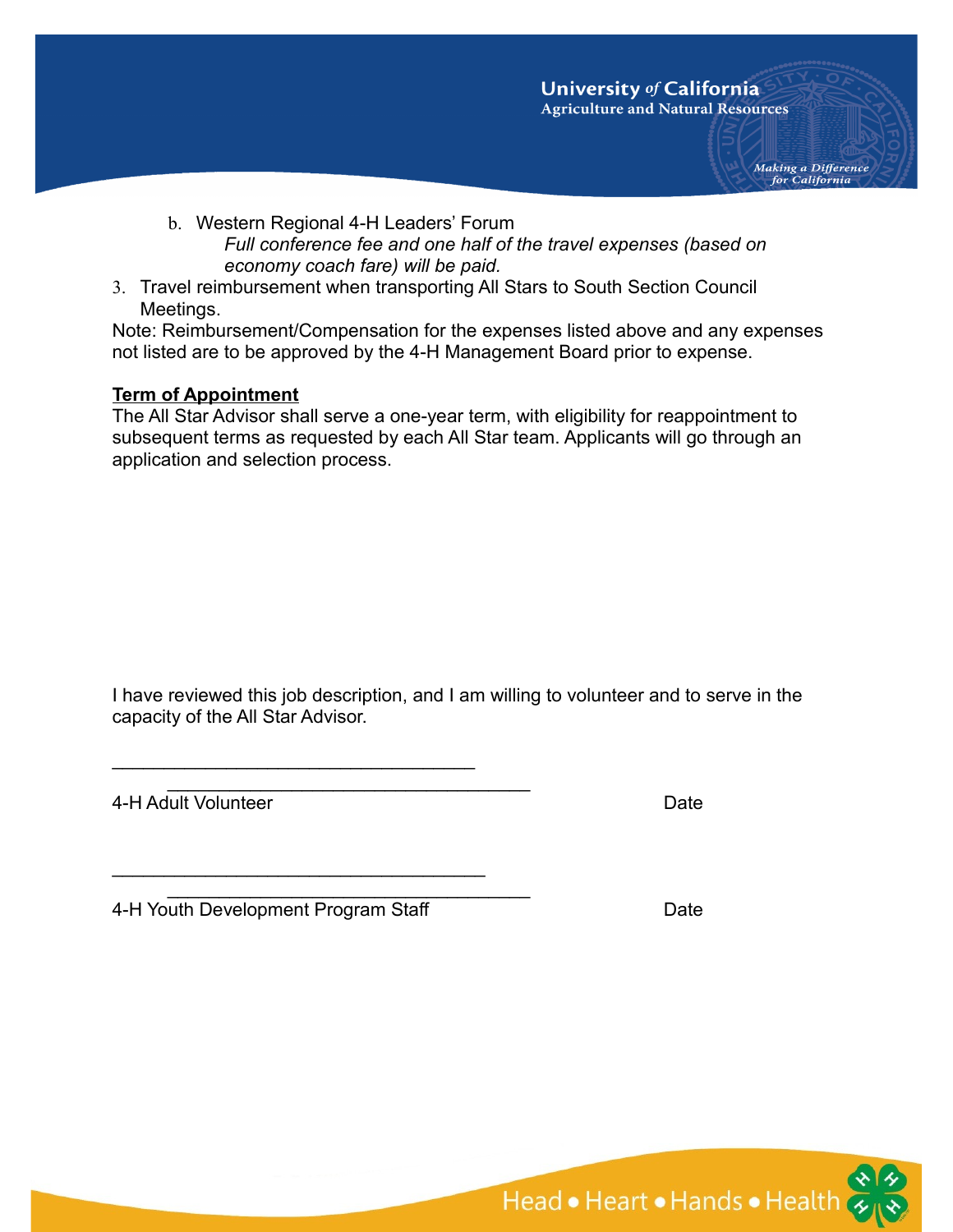b. Western Regional 4-H Leaders' Forum
   *Full conference fee and one half of the travel expenses (based on economy coach fare) will be paid.*

3. Travel reimbursement when transporting All Stars to South Section Council Meetings.

Note: Reimbursement/Compensation for the expenses listed above and any expenses not listed are to be approved by the 4-H Management Board prior to expense.

**<u>Term of Appointment</u>**

The All Star Advisor shall serve a one-year term, with eligibility for reappointment to subsequent terms as requested by each All Star team. Applicants will go through an application and selection process.

I have reviewed this job description, and I am willing to volunteer and to serve in the capacity of the All Star Advisor.

\_\_\_\_\_\_\_\_\_\_\_\_\_\_\_\_\_\_\_\_\_\_\_\_\_\_\_\_\_\_\_\_\_\_\_\_\_\_\_\_\_\_\_\_\_\_\_\_\_\_\_\_\_\_\_\_\_\_\_\_\_\_\_\_\_\_\_\_\_\_\_\_\_\_\_\_

4-H Adult Volunteer                                                                                    Date

\_\_\_\_\_\_\_\_\_\_\_\_\_\_\_\_\_\_\_\_\_\_\_\_\_\_\_\_\_\_\_\_\_\_\_\_\_\_\_\_\_\_\_\_\_\_\_\_\_\_\_\_\_\_\_\_\_\_\_\_\_\_\_\_\_\_\_\_\_\_\_\_\_\_\_\_

4-H Youth Development Program Staff                                                          Date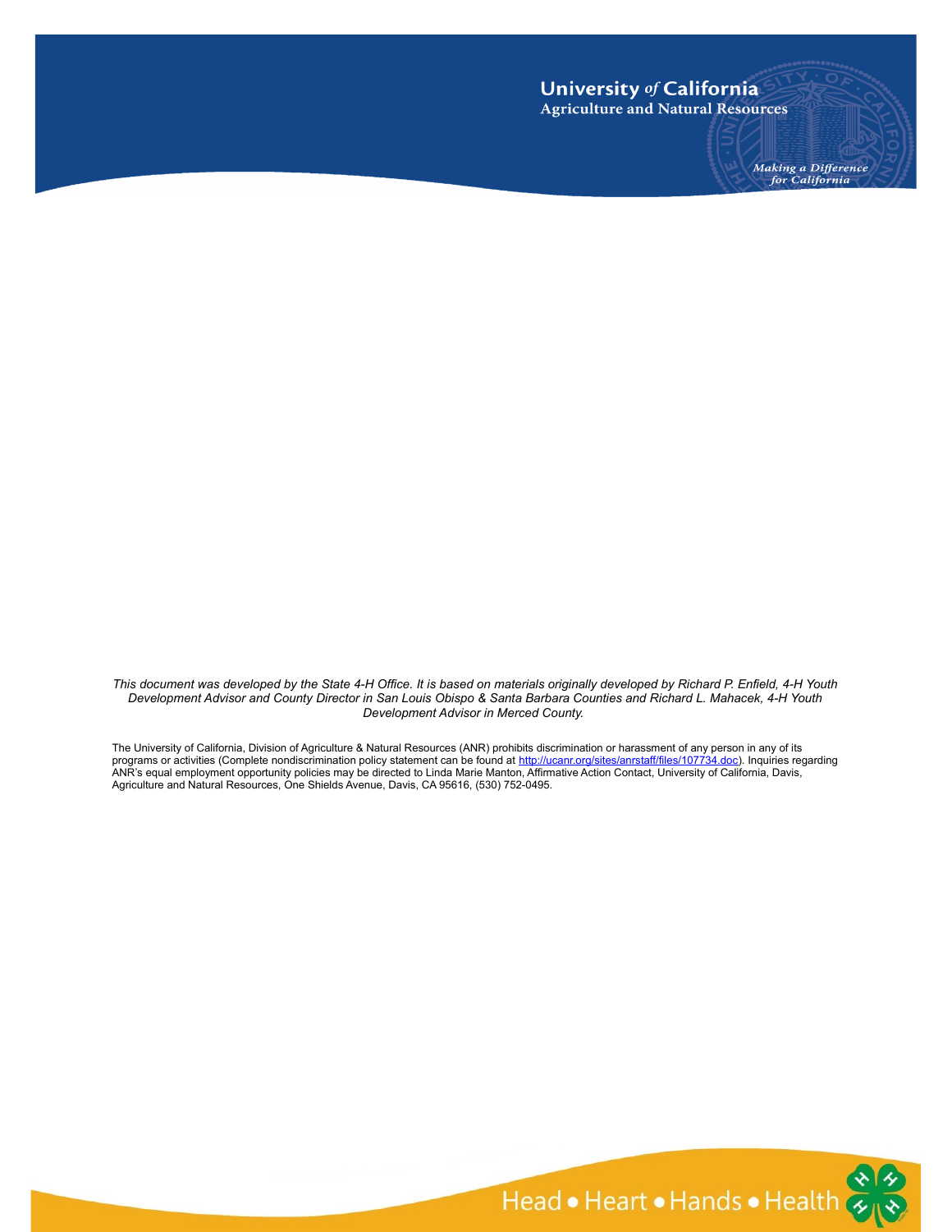*This document was developed by the State 4-H Office. It is based on materials originally developed by Richard P. Enfield, 4-H Youth Development Advisor and County Director in San Luis Obispo & Santa Barbara Counties and Richard L. Mahacek, 4-H Youth Development Advisor in Merced County.*

The University of California, Division of Agriculture & Natural Resources (ANR) prohibits discrimination or harassment of any person in any of its programs or activities (Complete nondiscrimination policy statement can be found at http://ucanr.org/sites/anrstaff/files/107734.doc). Inquiries regarding ANR's equal employment opportunity policies may be directed to Linda Marie Manton, Affirmative Action Contact, University of California, Davis, Agriculture and Natural Resources, One Shields Avenue, Davis, CA 95616, (530) 752-0495.